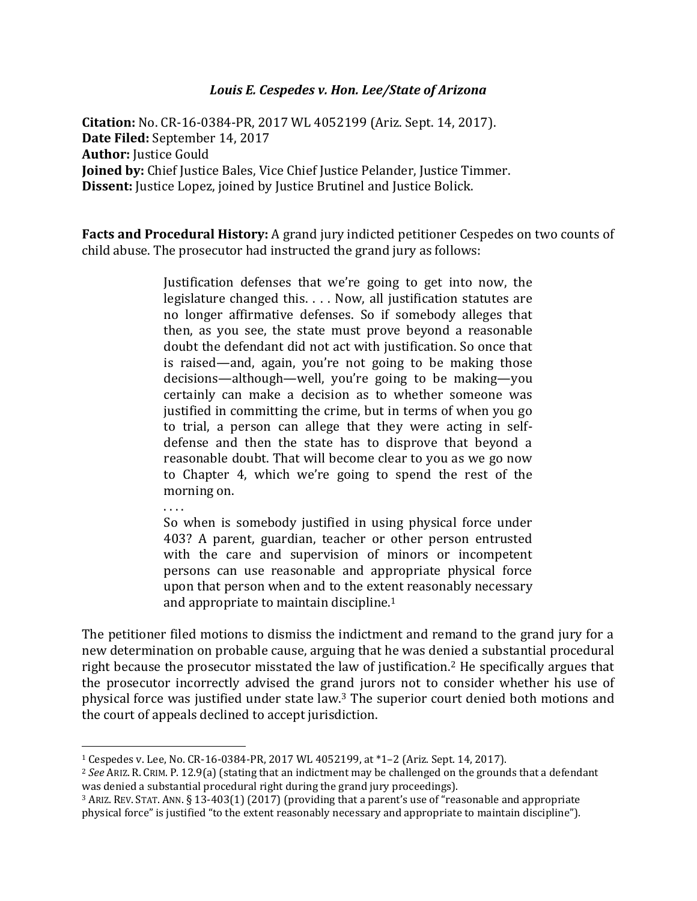### *Louis E. Cespedes v. Hon. Lee/State of Arizona*

**Citation:** No. CR-16-0384-PR, 2017 WL 4052199 (Ariz. Sept. 14, 2017).
**Date Filed:** September 14, 2017
**Author:** Justice Gould
**Joined by:** Chief Justice Bales, Vice Chief Justice Pelander, Justice Timmer.
**Dissent:** Justice Lopez, joined by Justice Brutinel and Justice Bolick.

**Facts and Procedural History:** A grand jury indicted petitioner Cespedes on two counts of child abuse. The prosecutor had instructed the grand jury as follows:

> Justification defenses that we're going to get into now, the legislature changed this. . . . Now, all justification statutes are no longer affirmative defenses. So if somebody alleges that then, as you see, the state must prove beyond a reasonable doubt the defendant did not act with justification. So once that is raised—and, again, you're not going to be making those decisions—although—well, you're going to be making—you certainly can make a decision as to whether someone was justified in committing the crime, but in terms of when you go to trial, a person can allege that they were acting in self-defense and then the state has to disprove that beyond a reasonable doubt. That will become clear to you as we go now to Chapter 4, which we're going to spend the rest of the morning on.
>
> . . . .
>
> So when is somebody justified in using physical force under 403? A parent, guardian, teacher or other person entrusted with the care and supervision of minors or incompetent persons can use reasonable and appropriate physical force upon that person when and to the extent reasonably necessary and appropriate to maintain discipline.[1]

The petitioner filed motions to dismiss the indictment and remand to the grand jury for a new determination on probable cause, arguing that he was denied a substantial procedural right because the prosecutor misstated the law of justification.[2] He specifically argues that the prosecutor incorrectly advised the grand jurors not to consider whether his use of physical force was justified under state law.[3] The superior court denied both motions and the court of appeals declined to accept jurisdiction.

---

[1] Cespedes v. Lee, No. CR-16-0384-PR, 2017 WL 4052199, at *1–2 (Ariz. Sept. 14, 2017).

[2] *See* ARIZ. R. CRIM. P. 12.9(a) (stating that an indictment may be challenged on the grounds that a defendant was denied a substantial procedural right during the grand jury proceedings).

[3] ARIZ. REV. STAT. ANN. § 13-403(1) (2017) (providing that a parent's use of "reasonable and appropriate physical force" is justified "to the extent reasonably necessary and appropriate to maintain discipline").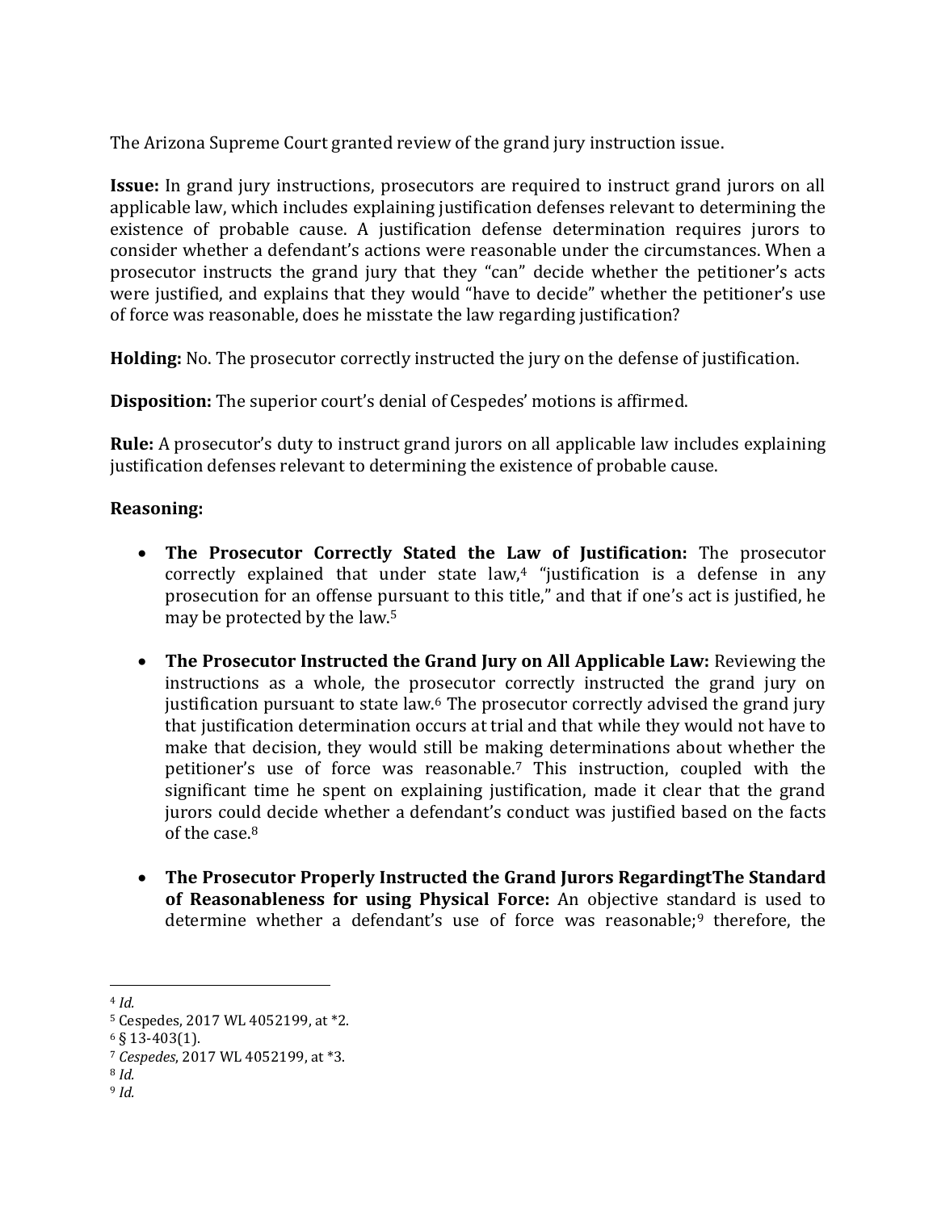The Arizona Supreme Court granted review of the grand jury instruction issue.

**Issue:** In grand jury instructions, prosecutors are required to instruct grand jurors on all applicable law, which includes explaining justification defenses relevant to determining the existence of probable cause. A justification defense determination requires jurors to consider whether a defendant's actions were reasonable under the circumstances. When a prosecutor instructs the grand jury that they "can" decide whether the petitioner's acts were justified, and explains that they would "have to decide" whether the petitioner's use of force was reasonable, does he misstate the law regarding justification?

**Holding:** No. The prosecutor correctly instructed the jury on the defense of justification.

**Disposition:** The superior court's denial of Cespedes' motions is affirmed.

**Rule:** A prosecutor's duty to instruct grand jurors on all applicable law includes explaining justification defenses relevant to determining the existence of probable cause.

**Reasoning:**

- **The Prosecutor Correctly Stated the Law of Justification:** The prosecutor correctly explained that under state law,[4] "justification is a defense in any prosecution for an offense pursuant to this title," and that if one's act is justified, he may be protected by the law.[5]

- **The Prosecutor Instructed the Grand Jury on All Applicable Law:** Reviewing the instructions as a whole, the prosecutor correctly instructed the grand jury on justification pursuant to state law.[6] The prosecutor correctly advised the grand jury that justification determination occurs at trial and that while they would not have to make that decision, they would still be making determinations about whether the petitioner's use of force was reasonable.[7] This instruction, coupled with the significant time he spent on explaining justification, made it clear that the grand jurors could decide whether a defendant's conduct was justified based on the facts of the case.[8]

- **The Prosecutor Properly Instructed the Grand Jurors RegardingtThe Standard of Reasonableness for using Physical Force:** An objective standard is used to determine whether a defendant's use of force was reasonable;[9] therefore, the

[4] *Id.*

[5] Cespedes, 2017 WL 4052199, at *2.

[6] § 13-403(1).

[7] *Cespedes*, 2017 WL 4052199, at *3.

[8] *Id.*

[9] *Id.*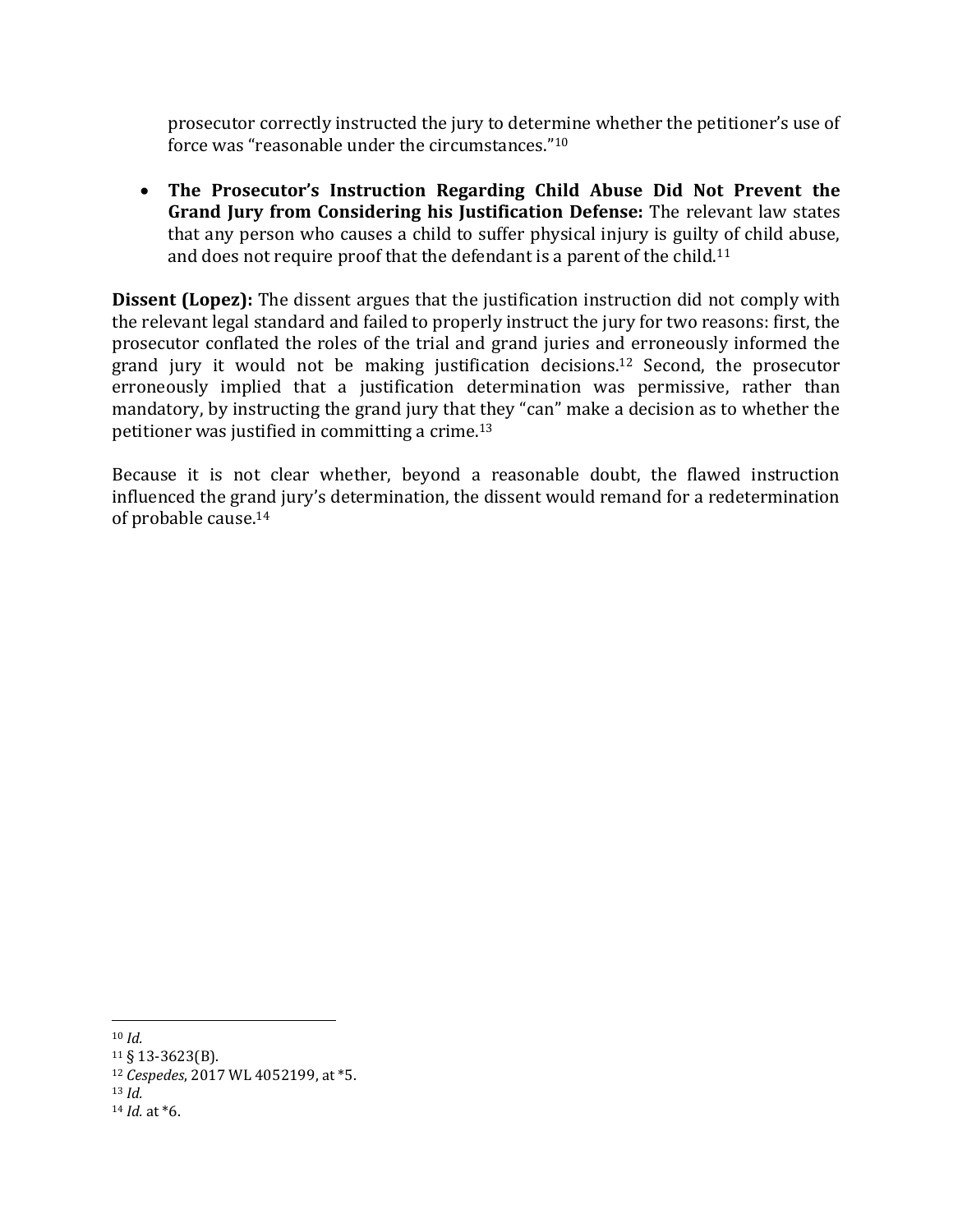prosecutor correctly instructed the jury to determine whether the petitioner's use of force was "reasonable under the circumstances."[10]

- **The Prosecutor's Instruction Regarding Child Abuse Did Not Prevent the Grand Jury from Considering his Justification Defense:** The relevant law states that any person who causes a child to suffer physical injury is guilty of child abuse, and does not require proof that the defendant is a parent of the child.[11]

**Dissent (Lopez):** The dissent argues that the justification instruction did not comply with the relevant legal standard and failed to properly instruct the jury for two reasons: first, the prosecutor conflated the roles of the trial and grand juries and erroneously informed the grand jury it would not be making justification decisions.[12] Second, the prosecutor erroneously implied that a justification determination was permissive, rather than mandatory, by instructing the grand jury that they "can" make a decision as to whether the petitioner was justified in committing a crime.[13]

Because it is not clear whether, beyond a reasonable doubt, the flawed instruction influenced the grand jury's determination, the dissent would remand for a redetermination of probable cause.[14]

---

[10] *Id.*
[11] § 13-3623(B).
[12] *Cespedes*, 2017 WL 4052199, at *5.
[13] *Id.*
[14] *Id.* at *6.